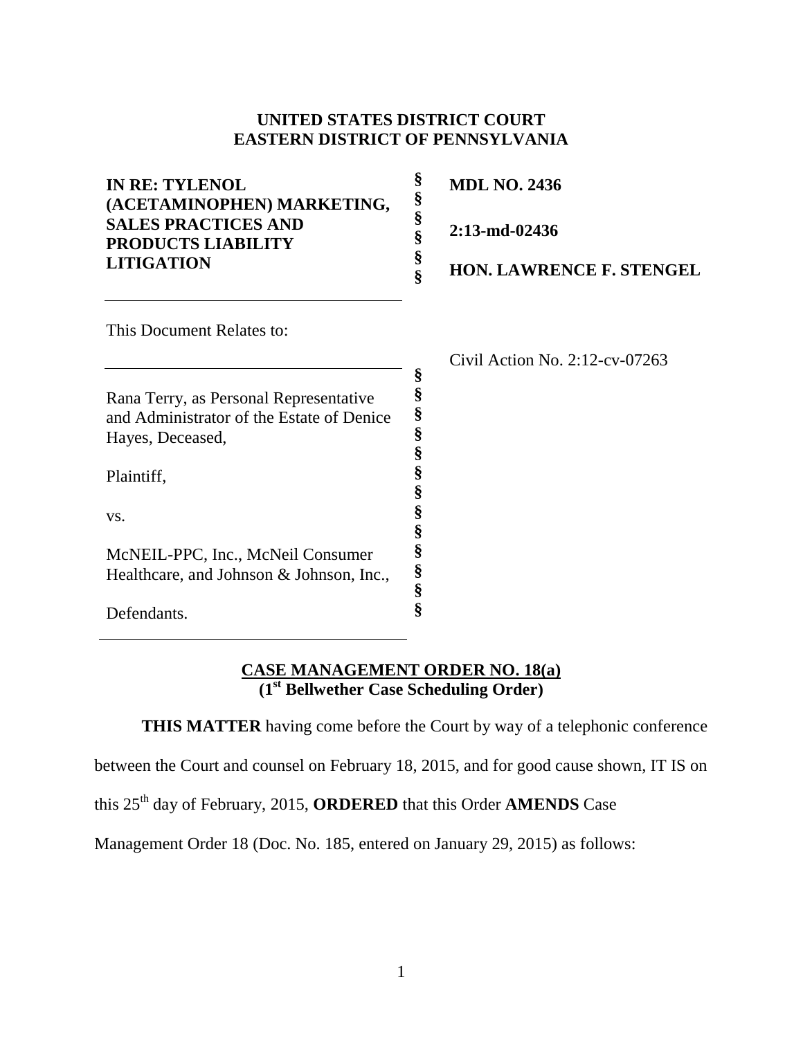**UNITED STATES DISTRICT COURT**
**EASTERN DISTRICT OF PENNSYLVANIA**

| | | |
|---|---|---|
| **IN RE: TYLENOL (ACETAMINOPHEN) MARKETING, SALES PRACTICES AND PRODUCTS LIABILITY LITIGATION** | § § § § § § | **MDL NO. 2436** **2:13-md-02436** **HON. LAWRENCE F. STENGEL** |

This Document Relates to:

Civil Action No. 2:12-cv-07263

Rana Terry, as Personal Representative and Administrator of the Estate of Denice Hayes, Deceased,

Plaintiff,

vs.

McNEIL-PPC, Inc., McNeil Consumer Healthcare, and Johnson & Johnson, Inc.,

Defendants.

**CASE MANAGEMENT ORDER NO. 18(a)**
**(1st Bellwether Case Scheduling Order)**

**THIS MATTER** having come before the Court by way of a telephonic conference between the Court and counsel on February 18, 2015, and for good cause shown, IT IS on this 25th day of February, 2015, **ORDERED** that this Order **AMENDS** Case Management Order 18 (Doc. No. 185, entered on January 29, 2015) as follows: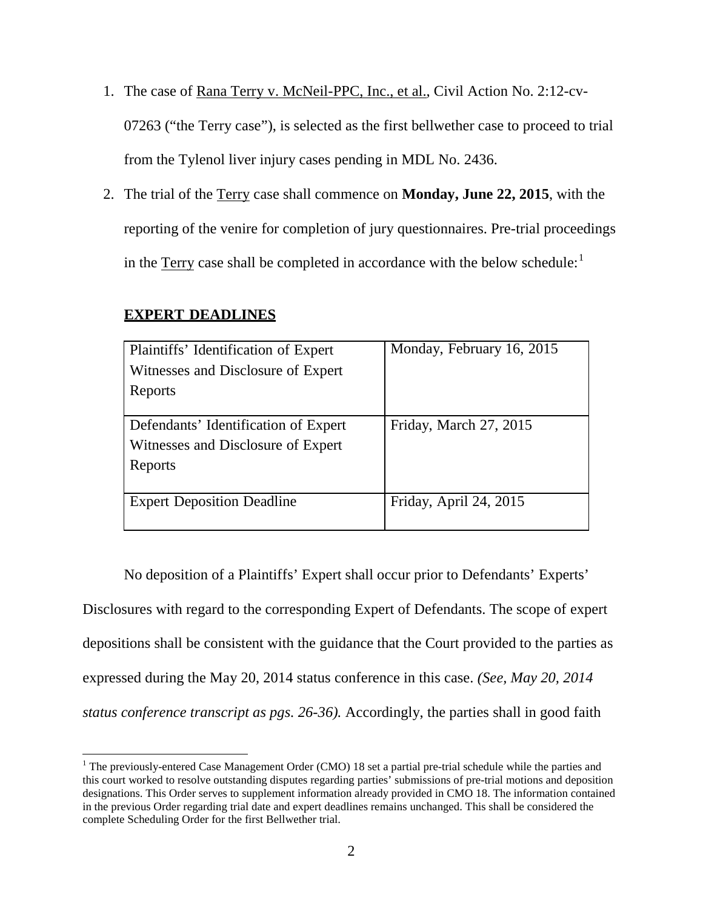1. The case of Rana Terry v. McNeil-PPC, Inc., et al., Civil Action No. 2:12-cv-07263 ("the Terry case"), is selected as the first bellwether case to proceed to trial from the Tylenol liver injury cases pending in MDL No. 2436.

2. The trial of the Terry case shall commence on **Monday, June 22, 2015**, with the reporting of the venire for completion of jury questionnaires. Pre-trial proceedings in the Terry case shall be completed in accordance with the below schedule:[1]

**EXPERT DEADLINES**

| | |
|---|---|
| Plaintiffs' Identification of Expert Witnesses and Disclosure of Expert Reports | Monday, February 16, 2015 |
| Defendants' Identification of Expert Witnesses and Disclosure of Expert Reports | Friday, March 27, 2015 |
| Expert Deposition Deadline | Friday, April 24, 2015 |

No deposition of a Plaintiffs' Expert shall occur prior to Defendants' Experts' Disclosures with regard to the corresponding Expert of Defendants. The scope of expert depositions shall be consistent with the guidance that the Court provided to the parties as expressed during the May 20, 2014 status conference in this case. *(See, May 20, 2014 status conference transcript as pgs. 26-36).* Accordingly, the parties shall in good faith

[1] The previously-entered Case Management Order (CMO) 18 set a partial pre-trial schedule while the parties and this court worked to resolve outstanding disputes regarding parties' submissions of pre-trial motions and deposition designations. This Order serves to supplement information already provided in CMO 18. The information contained in the previous Order regarding trial date and expert deadlines remains unchanged. This shall be considered the complete Scheduling Order for the first Bellwether trial.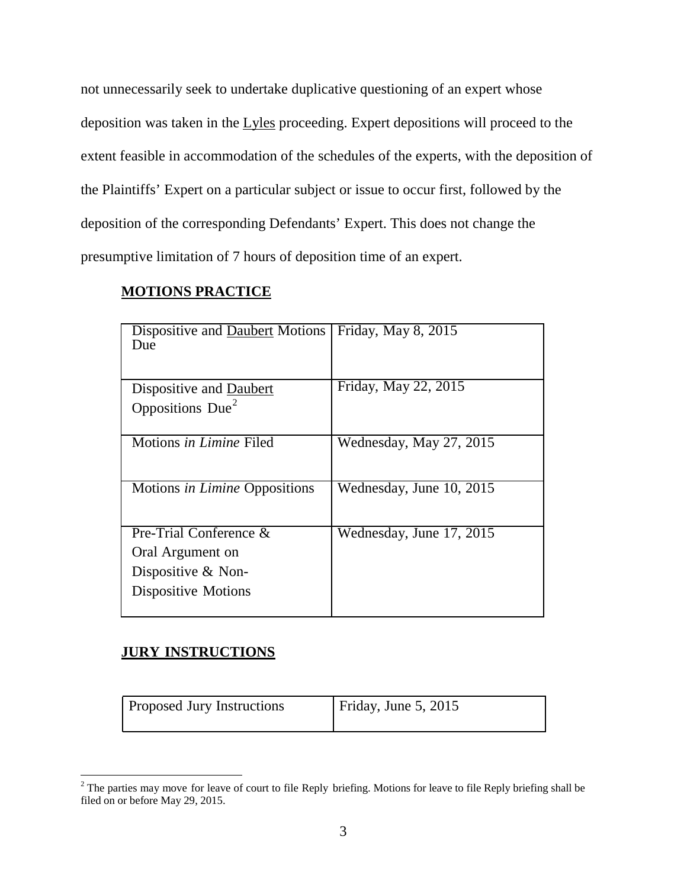not unnecessarily seek to undertake duplicative questioning of an expert whose deposition was taken in the Lyles proceeding. Expert depositions will proceed to the extent feasible in accommodation of the schedules of the experts, with the deposition of the Plaintiffs' Expert on a particular subject or issue to occur first, followed by the deposition of the corresponding Defendants' Expert. This does not change the presumptive limitation of 7 hours of deposition time of an expert.

**MOTIONS PRACTICE**

| Dispositive and Daubert Motions Due | Friday, May 8, 2015 |
|---|---|
| Dispositive and Daubert Oppositions Due[2] | Friday, May 22, 2015 |
| Motions *in Limine* Filed | Wednesday, May 27, 2015 |
| Motions *in Limine* Oppositions | Wednesday, June 10, 2015 |
| Pre-Trial Conference & Oral Argument on Dispositive & Non-Dispositive Motions | Wednesday, June 17, 2015 |

**JURY INSTRUCTIONS**

| Proposed Jury Instructions | Friday, June 5, 2015 |
|---|---|

[2] The parties may move for leave of court to file Reply briefing. Motions for leave to file Reply briefing shall be filed on or before May 29, 2015.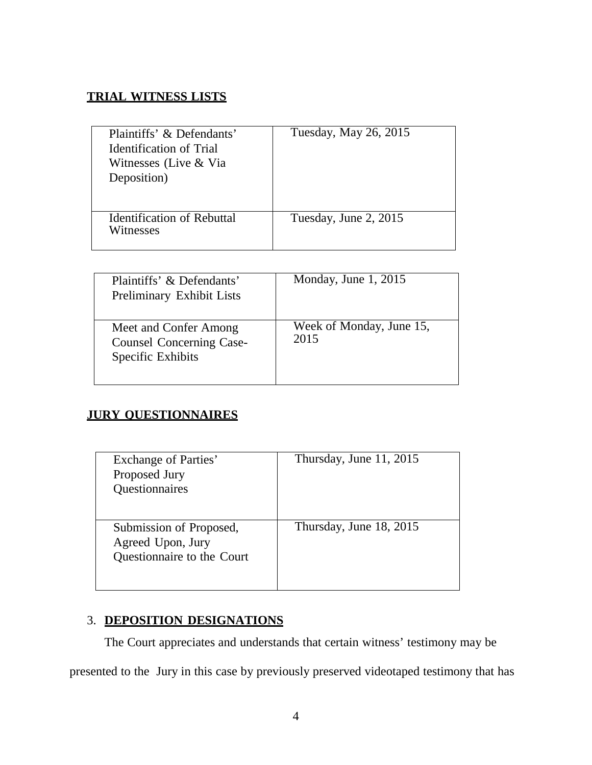**TRIAL WITNESS LISTS**

| | |
|---|---|
| Plaintiffs' & Defendants' Identification of Trial Witnesses (Live & Via Deposition) | Tuesday, May 26, 2015 |
| Identification of Rebuttal Witnesses | Tuesday, June 2, 2015 |

| | |
|---|---|
| Plaintiffs' & Defendants' Preliminary Exhibit Lists | Monday, June 1, 2015 |
| Meet and Confer Among Counsel Concerning Case-Specific Exhibits | Week of Monday, June 15, 2015 |

**JURY QUESTIONNAIRES**

| | |
|---|---|
| Exchange of Parties' Proposed Jury Questionnaires | Thursday, June 11, 2015 |
| Submission of Proposed, Agreed Upon, Jury Questionnaire to the Court | Thursday, June 18, 2015 |

3. **DEPOSITION DESIGNATIONS**

The Court appreciates and understands that certain witness' testimony may be presented to the Jury in this case by previously preserved videotaped testimony that has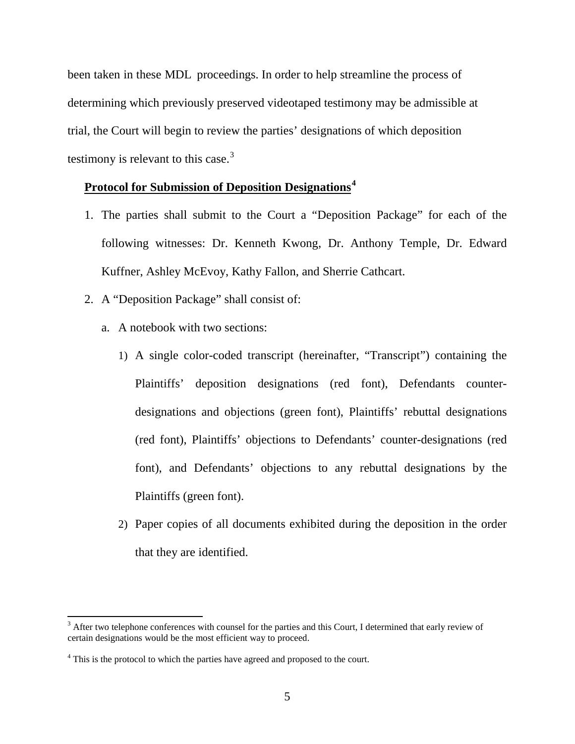been taken in these MDL proceedings. In order to help streamline the process of determining which previously preserved videotaped testimony may be admissible at trial, the Court will begin to review the parties' designations of which deposition testimony is relevant to this case.[3]

**Protocol for Submission of Deposition Designations**[4]

1. The parties shall submit to the Court a "Deposition Package" for each of the following witnesses: Dr. Kenneth Kwong, Dr. Anthony Temple, Dr. Edward Kuffner, Ashley McEvoy, Kathy Fallon, and Sherrie Cathcart.
2. A "Deposition Package" shall consist of:
   a. A notebook with two sections:
      1) A single color-coded transcript (hereinafter, "Transcript") containing the Plaintiffs' deposition designations (red font), Defendants counter-designations and objections (green font), Plaintiffs' rebuttal designations (red font), Plaintiffs' objections to Defendants' counter-designations (red font), and Defendants' objections to any rebuttal designations by the Plaintiffs (green font).
      2) Paper copies of all documents exhibited during the deposition in the order that they are identified.

---

[3] After two telephone conferences with counsel for the parties and this Court, I determined that early review of certain designations would be the most efficient way to proceed.

[4] This is the protocol to which the parties have agreed and proposed to the court.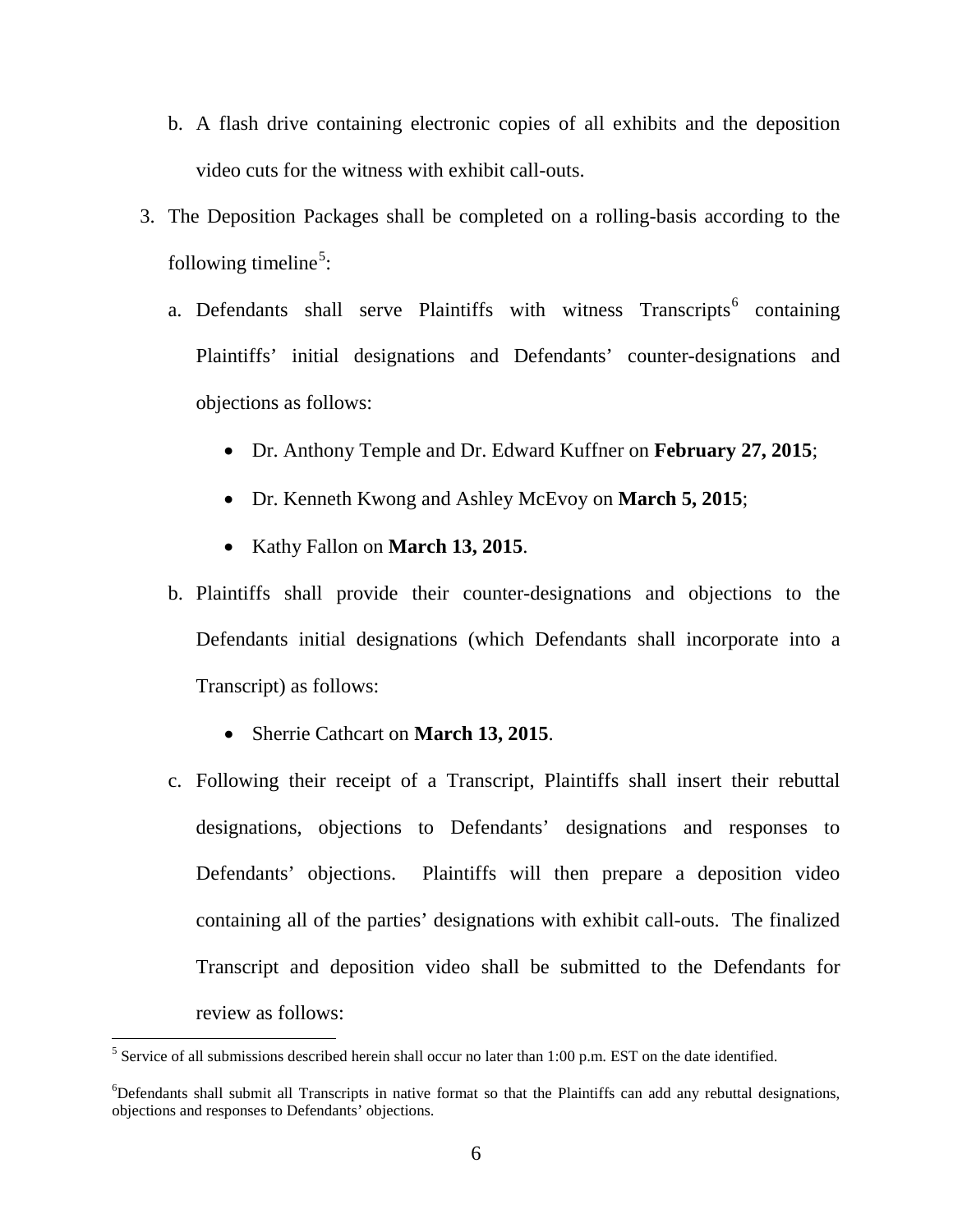b. A flash drive containing electronic copies of all exhibits and the deposition video cuts for the witness with exhibit call-outs.

3. The Deposition Packages shall be completed on a rolling-basis according to the following timeline[5]:

   a. Defendants shall serve Plaintiffs with witness Transcripts[6] containing Plaintiffs' initial designations and Defendants' counter-designations and objections as follows:

      - Dr. Anthony Temple and Dr. Edward Kuffner on **February 27, 2015**;
      - Dr. Kenneth Kwong and Ashley McEvoy on **March 5, 2015**;
      - Kathy Fallon on **March 13, 2015**.

   b. Plaintiffs shall provide their counter-designations and objections to the Defendants initial designations (which Defendants shall incorporate into a Transcript) as follows:

      - Sherrie Cathcart on **March 13, 2015**.

   c. Following their receipt of a Transcript, Plaintiffs shall insert their rebuttal designations, objections to Defendants' designations and responses to Defendants' objections. Plaintiffs will then prepare a deposition video containing all of the parties' designations with exhibit call-outs. The finalized Transcript and deposition video shall be submitted to the Defendants for review as follows:

---

[5] Service of all submissions described herein shall occur no later than 1:00 p.m. EST on the date identified.

[6] Defendants shall submit all Transcripts in native format so that the Plaintiffs can add any rebuttal designations, objections and responses to Defendants' objections.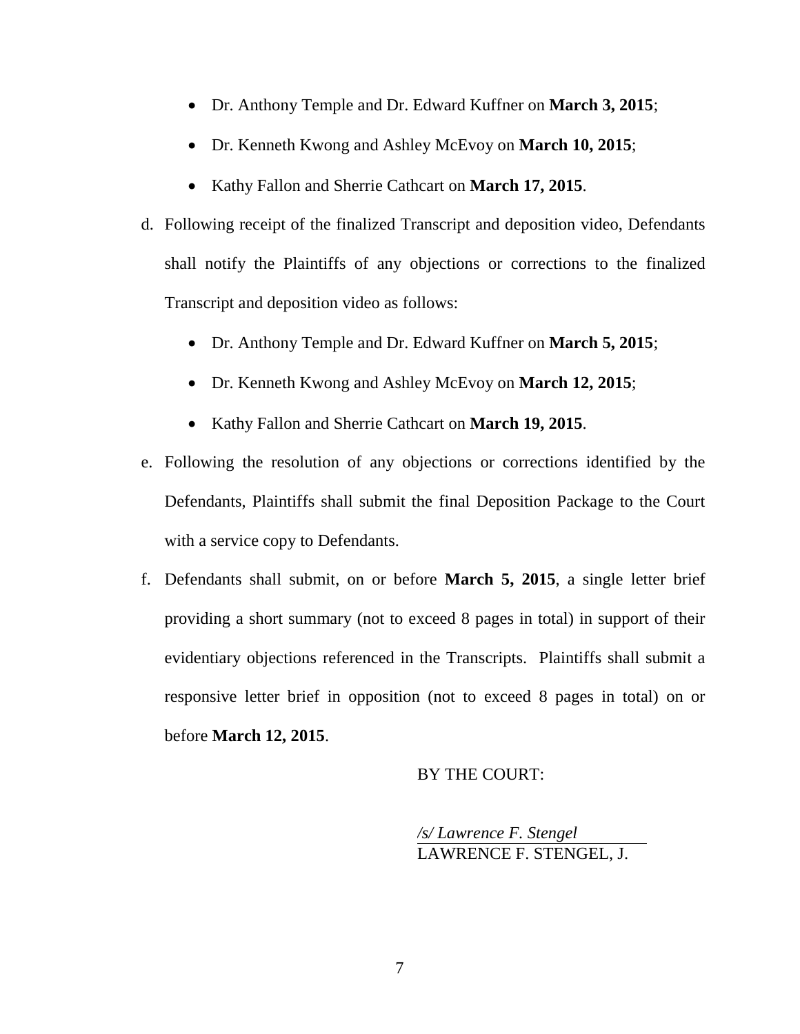- Dr. Anthony Temple and Dr. Edward Kuffner on **March 3, 2015**;
- Dr. Kenneth Kwong and Ashley McEvoy on **March 10, 2015**;
- Kathy Fallon and Sherrie Cathcart on **March 17, 2015**.

d. Following receipt of the finalized Transcript and deposition video, Defendants shall notify the Plaintiffs of any objections or corrections to the finalized Transcript and deposition video as follows:

- Dr. Anthony Temple and Dr. Edward Kuffner on **March 5, 2015**;
- Dr. Kenneth Kwong and Ashley McEvoy on **March 12, 2015**;
- Kathy Fallon and Sherrie Cathcart on **March 19, 2015**.

e. Following the resolution of any objections or corrections identified by the Defendants, Plaintiffs shall submit the final Deposition Package to the Court with a service copy to Defendants.

f. Defendants shall submit, on or before **March 5, 2015**, a single letter brief providing a short summary (not to exceed 8 pages in total) in support of their evidentiary objections referenced in the Transcripts. Plaintiffs shall submit a responsive letter brief in opposition (not to exceed 8 pages in total) on or before **March 12, 2015**.

BY THE COURT:

*/s/ Lawrence F. Stengel*
LAWRENCE F. STENGEL, J.